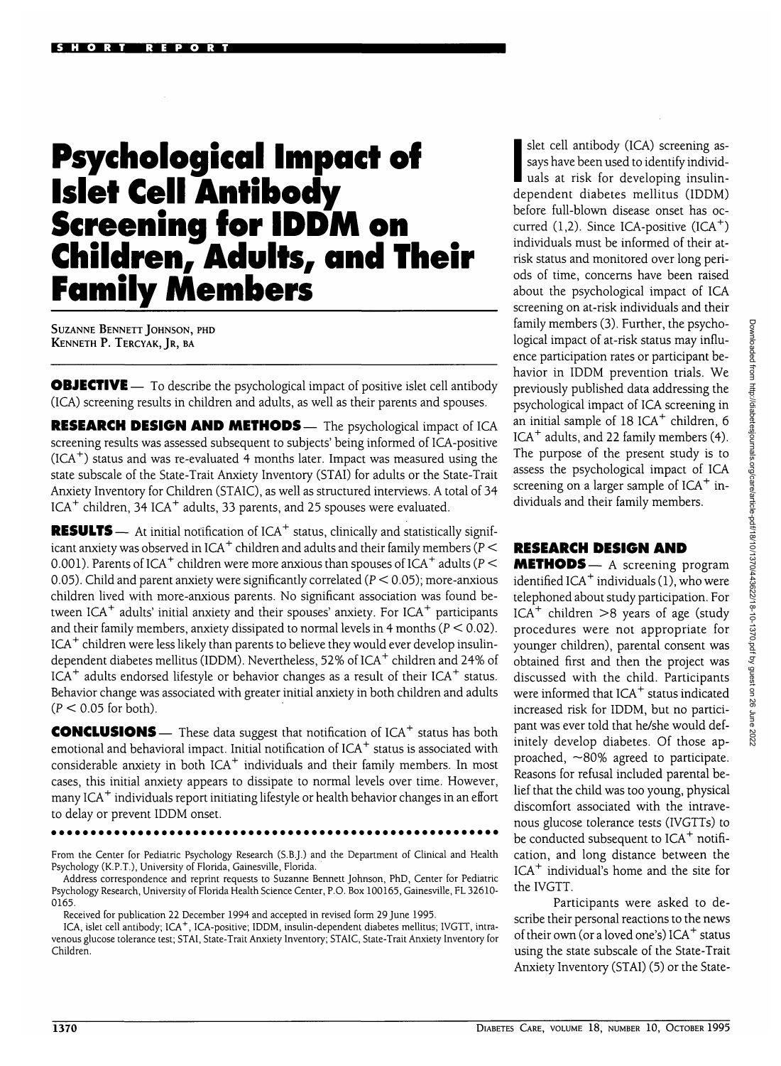# Psychological Impact of Islet Cell Antibody Screening for IDDM on Children, Adults, and Their Family Members

SUZANNE BENNETT JOHNSON, PHD
KENNETH P. TERCYAK, JR, BA

**OBJECTIVE** — To describe the psychological impact of positive islet cell antibody (ICA) screening results in children and adults, as well as their parents and spouses.

**RESEARCH DESIGN AND METHODS** — The psychological impact of ICA screening results was assessed subsequent to subjects' being informed of ICA-positive ($ICA^+$) status and was re-evaluated 4 months later. Impact was measured using the state subscale of the State-Trait Anxiety Inventory (STAI) for adults or the State-Trait Anxiety Inventory for Children (STAIC), as well as structured interviews. A total of 34 $ICA^+$ children, 34 $ICA^+$ adults, 33 parents, and 25 spouses were evaluated.

**RESULTS** — At initial notification of $ICA^+$ status, clinically and statistically significant anxiety was observed in $ICA^+$ children and adults and their family members ($P < 0.001$). Parents of $ICA^+$ children were more anxious than spouses of $ICA^+$ adults ($P < 0.05$). Child and parent anxiety were significantly correlated ($P < 0.05$); more-anxious children lived with more-anxious parents. No significant association was found between $ICA^+$ adults' initial anxiety and their spouses' anxiety. For $ICA^+$ participants and their family members, anxiety dissipated to normal levels in 4 months ($P < 0.02$). $ICA^+$ children were less likely than parents to believe they would ever develop insulin-dependent diabetes mellitus (IDDM). Nevertheless, 52% of $ICA^+$ children and 24% of $ICA^+$ adults endorsed lifestyle or behavior changes as a result of their $ICA^+$ status. Behavior change was associated with greater initial anxiety in both children and adults ($P < 0.05$ for both).

**CONCLUSIONS** — These data suggest that notification of $ICA^+$ status has both emotional and behavioral impact. Initial notification of $ICA^+$ status is associated with considerable anxiety in both $ICA^+$ individuals and their family members. In most cases, this initial anxiety appears to dissipate to normal levels over time. However, many $ICA^+$ individuals report initiating lifestyle or health behavior changes in an effort to delay or prevent IDDM onset.

From the Center for Pediatric Psychology Research (S.B.J.) and the Department of Clinical and Health Psychology (K.P.T.), University of Florida, Gainesville, Florida.

Address correspondence and reprint requests to Suzanne Bennett Johnson, PhD, Center for Pediatric Psychology Research, University of Florida Health Science Center, P.O. Box 100165, Gainesville, FL 32610-0165.

Received for publication 22 December 1994 and accepted in revised form 29 June 1995.

ICA, islet cell antibody; $ICA^+$, ICA-positive; IDDM, insulin-dependent diabetes mellitus; IVGTT, intravenous glucose tolerance test; STAI, State-Trait Anxiety Inventory; STAIC, State-Trait Anxiety Inventory for Children.

Islet cell antibody (ICA) screening assays have been used to identify individuals at risk for developing insulin-dependent diabetes mellitus (IDDM) before full-blown disease onset has occurred (1,2). Since ICA-positive ($ICA^+$) individuals must be informed of their at-risk status and monitored over long periods of time, concerns have been raised about the psychological impact of ICA screening on at-risk individuals and their family members (3). Further, the psychological impact of at-risk status may influence participation rates or participant behavior in IDDM prevention trials. We previously published data addressing the psychological impact of ICA screening in an initial sample of 18 $ICA^+$ children, 6 $ICA^+$ adults, and 22 family members (4). The purpose of the present study is to assess the psychological impact of ICA screening on a larger sample of $ICA^+$ individuals and their family members.

## RESEARCH DESIGN AND METHODS

A screening program identified $ICA^+$ individuals (1), who were telephoned about study participation. For $ICA^+$ children >8 years of age (study procedures were not appropriate for younger children), parental consent was obtained first and then the project was discussed with the child. Participants were informed that $ICA^+$ status indicated increased risk for IDDM, but no participant was ever told that he/she would definitely develop diabetes. Of those approached, ~80% agreed to participate. Reasons for refusal included parental belief that the child was too young, physical discomfort associated with the intravenous glucose tolerance tests (IVGTTs) to be conducted subsequent to $ICA^+$ notification, and long distance between the $ICA^+$ individual's home and the site for the IVGTT.

Participants were asked to describe their personal reactions to the news of their own (or a loved one's) $ICA^+$ status using the state subscale of the State-Trait Anxiety Inventory (STAI) (5) or the State-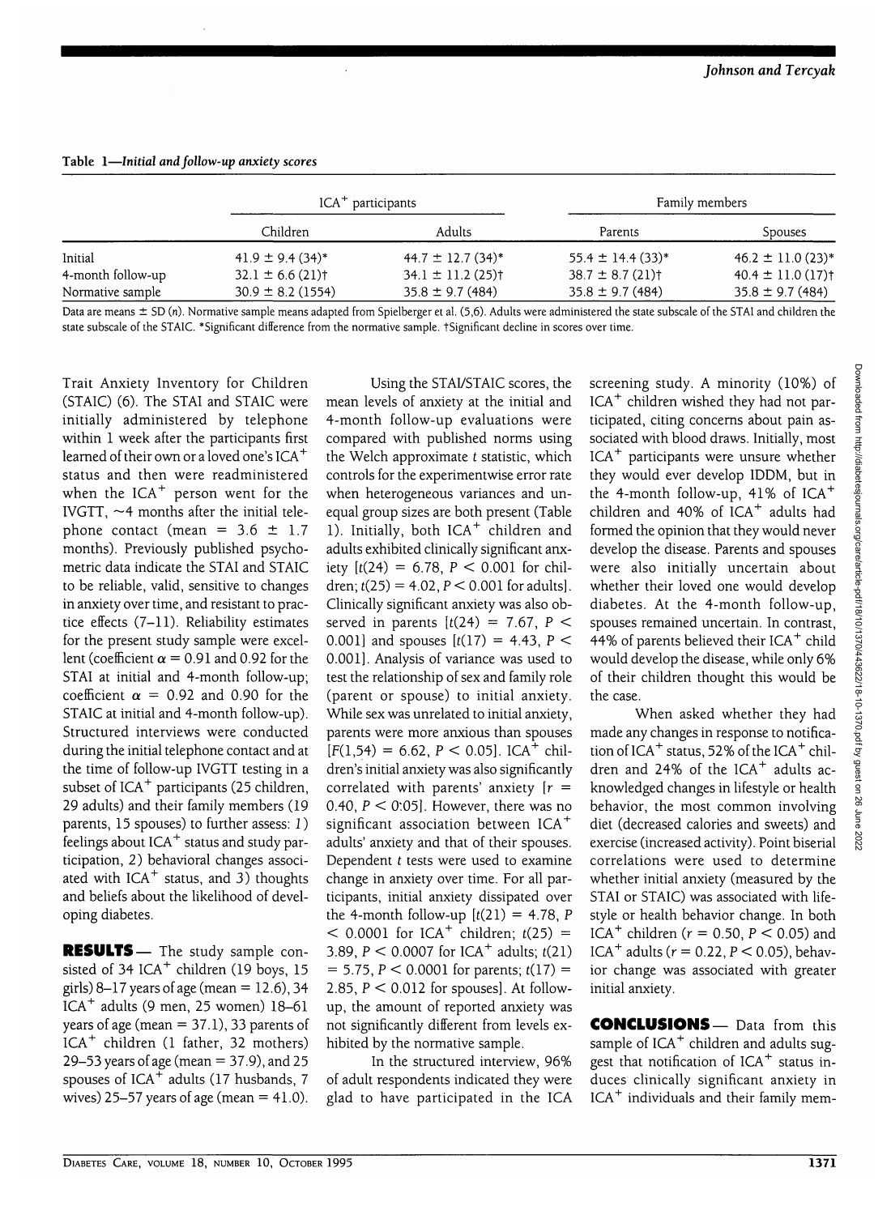**Table 1—*Initial and follow-up anxiety scores***

| | ICA$^+$ participants | | Family members | |
|---|---|---|---|---|
| | Children | Adults | Parents | Spouses |
| Initial | 41.9 ± 9.4 (34)* | 44.7 ± 12.7 (34)* | 55.4 ± 14.4 (33)* | 46.2 ± 11.0 (23)* |
| 4-month follow-up | 32.1 ± 6.6 (21)† | 34.1 ± 11.2 (25)† | 38.7 ± 8.7 (21)† | 40.4 ± 11.0 (17)† |
| Normative sample | 30.9 ± 8.2 (1554) | 35.8 ± 9.7 (484) | 35.8 ± 9.7 (484) | 35.8 ± 9.7 (484) |

Data are means ± SD (*n*). Normative sample means adapted from Spielberger et al. (5,6). Adults were administered the state subscale of the STAI and children the state subscale of the STAIC. *Significant difference from the normative sample. †Significant decline in scores over time.

Trait Anxiety Inventory for Children (STAIC) (6). The STAI and STAIC were initially administered by telephone within 1 week after the participants first learned of their own or a loved one's ICA$^+$ status and then were readministered when the ICA$^+$ person went for the IVGTT, ~4 months after the initial telephone contact (mean = 3.6 ± 1.7 months). Previously published psychometric data indicate the STAI and STAIC to be reliable, valid, sensitive to changes in anxiety over time, and resistant to practice effects (7–11). Reliability estimates for the present study sample were excellent (coefficient $\alpha = 0.91$ and 0.92 for the STAI at initial and 4-month follow-up; coefficient $\alpha = 0.92$ and 0.90 for the STAIC at initial and 4-month follow-up). Structured interviews were conducted during the initial telephone contact and at the time of follow-up IVGTT testing in a subset of ICA$^+$ participants (25 children, 29 adults) and their family members (19 parents, 15 spouses) to further assess: *1*) feelings about ICA$^+$ status and study participation, 2) behavioral changes associated with ICA$^+$ status, and 3) thoughts and beliefs about the likelihood of developing diabetes.

**RESULTS** — The study sample consisted of 34 ICA$^+$ children (19 boys, 15 girls) 8–17 years of age (mean = 12.6), 34 ICA$^+$ adults (9 men, 25 women) 18–61 years of age (mean = 37.1), 33 parents of ICA$^+$ children (1 father, 32 mothers) 29–53 years of age (mean = 37.9), and 25 spouses of ICA$^+$ adults (17 husbands, 7 wives) 25–57 years of age (mean = 41.0).

Using the STAI/STAIC scores, the mean levels of anxiety at the initial and 4-month follow-up evaluations were compared with published norms using the Welch approximate *t* statistic, which controls for the experimentwise error rate when heterogeneous variances and unequal group sizes are both present (Table 1). Initially, both ICA$^+$ children and adults exhibited clinically significant anxiety [$t(24) = 6.78$, $P < 0.001$ for children; $t(25) = 4.02$, $P < 0.001$ for adults]. Clinically significant anxiety was also observed in parents [$t(24) = 7.67$, $P < 0.001$] and spouses [$t(17) = 4.43$, $P < 0.001$]. Analysis of variance was used to test the relationship of sex and family role (parent or spouse) to initial anxiety. While sex was unrelated to initial anxiety, parents were more anxious than spouses [$F(1,54) = 6.62$, $P < 0.05$]. ICA$^+$ children's initial anxiety was also significantly correlated with parents' anxiety [$r = 0.40$, $P < 0.05$]. However, there was no significant association between ICA$^+$ adults' anxiety and that of their spouses. Dependent *t* tests were used to examine change in anxiety over time. For all participants, initial anxiety dissipated over the 4-month follow-up [$t(21) = 4.78$, $P < 0.0001$ for ICA$^+$ children; $t(25) = 3.89$, $P < 0.0007$ for ICA$^+$ adults; $t(21) = 5.75$, $P < 0.0001$ for parents; $t(17) = 2.85$, $P < 0.012$ for spouses]. At follow-up, the amount of reported anxiety was not significantly different from levels exhibited by the normative sample.

In the structured interview, 96% of adult respondents indicated they were glad to have participated in the ICA screening study. A minority (10%) of ICA$^+$ children wished they had not participated, citing concerns about pain associated with blood draws. Initially, most ICA$^+$ participants were unsure whether they would ever develop IDDM, but in the 4-month follow-up, 41% of ICA$^+$ children and 40% of ICA$^+$ adults had formed the opinion that they would never develop the disease. Parents and spouses were also initially uncertain about whether their loved one would develop diabetes. At the 4-month follow-up, spouses remained uncertain. In contrast, 44% of parents believed their ICA$^+$ child would develop the disease, while only 6% of their children thought this would be the case.

When asked whether they had made any changes in response to notification of ICA$^+$ status, 52% of the ICA$^+$ children and 24% of the ICA$^+$ adults acknowledged changes in lifestyle or health behavior, the most common involving diet (decreased calories and sweets) and exercise (increased activity). Point biserial correlations were used to determine whether initial anxiety (measured by the STAI or STAIC) was associated with lifestyle or health behavior change. In both ICA$^+$ children ($r = 0.50$, $P < 0.05$) and ICA$^+$ adults ($r = 0.22$, $P < 0.05$), behavior change was associated with greater initial anxiety.

**CONCLUSIONS** — Data from this sample of ICA$^+$ children and adults suggest that notification of ICA$^+$ status induces clinically significant anxiety in ICA$^+$ individuals and their family mem-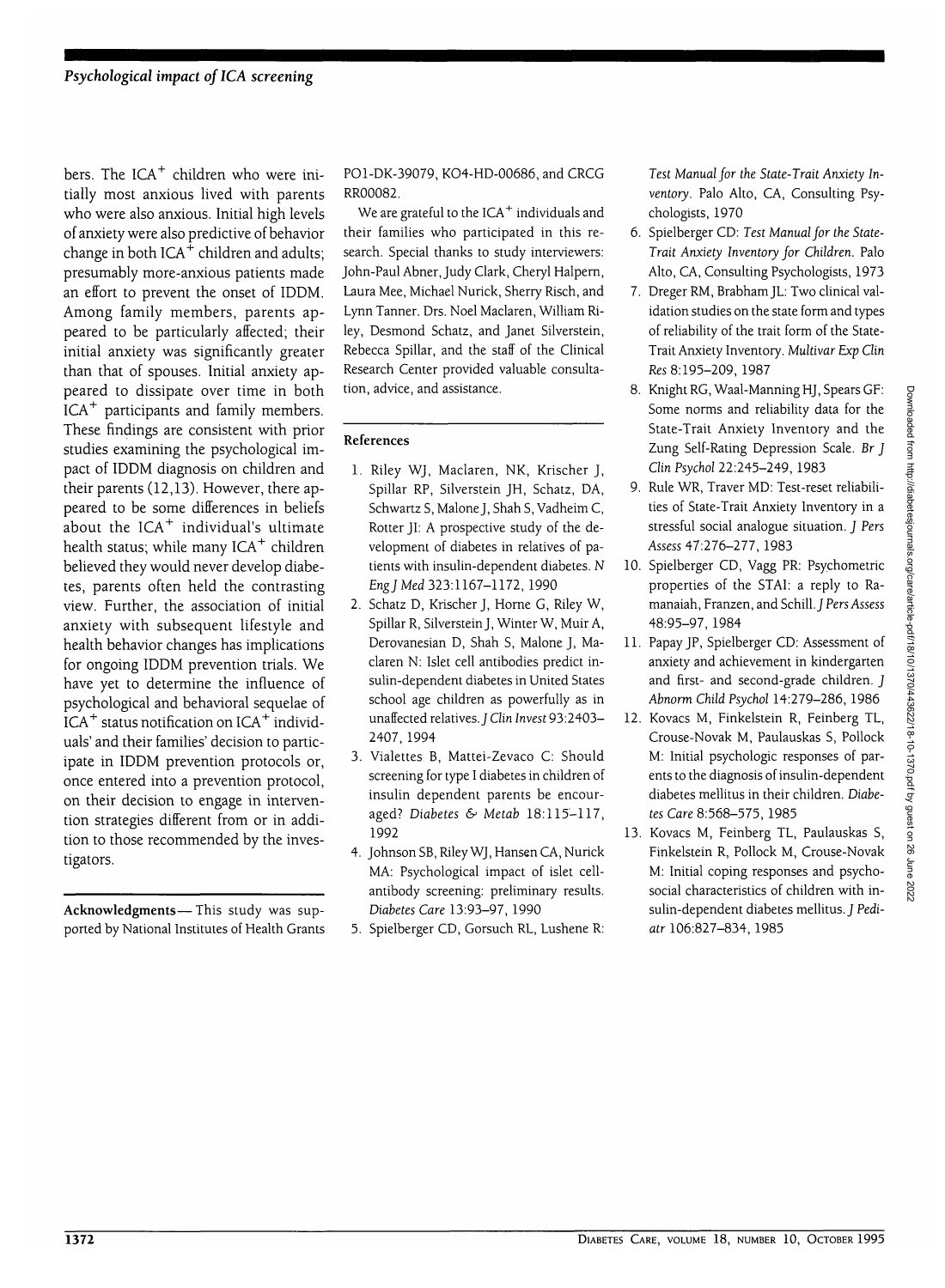bers. The ICA$^+$ children who were initially most anxious lived with parents who were also anxious. Initial high levels of anxiety were also predictive of behavior change in both ICA$^+$ children and adults; presumably more-anxious patients made an effort to prevent the onset of IDDM. Among family members, parents appeared to be particularly affected; their initial anxiety was significantly greater than that of spouses. Initial anxiety appeared to dissipate over time in both ICA$^+$ participants and family members. These findings are consistent with prior studies examining the psychological impact of IDDM diagnosis on children and their parents (12,13). However, there appeared to be some differences in beliefs about the ICA$^+$ individual's ultimate health status; while many ICA$^+$ children believed they would never develop diabetes, parents often held the contrasting view. Further, the association of initial anxiety with subsequent lifestyle and health behavior changes has implications for ongoing IDDM prevention trials. We have yet to determine the influence of psychological and behavioral sequelae of ICA$^+$ status notification on ICA$^+$ individuals' and their families' decision to participate in IDDM prevention protocols or, once entered into a prevention protocol, on their decision to engage in intervention strategies different from or in addition to those recommended by the investigators.

**Acknowledgments**— This study was supported by National Institutes of Health Grants PO1-DK-39079, KO4-HD-00686, and CRCG RR00082.

We are grateful to the ICA$^+$ individuals and their families who participated in this research. Special thanks to study interviewers: John-Paul Abner, Judy Clark, Cheryl Halpern, Laura Mee, Michael Nurick, Sherry Risch, and Lynn Tanner. Drs. Noel Maclaren, William Riley, Desmond Schatz, and Janet Silverstein, Rebecca Spillar, and the staff of the Clinical Research Center provided valuable consultation, advice, and assistance.

## References

1. Riley WJ, Maclaren, NK, Krischer J, Spillar RP, Silverstein JH, Schatz, DA, Schwartz S, Malone J, Shah S, Vadheim C, Rotter JI: A prospective study of the development of diabetes in relatives of patients with insulin-dependent diabetes. *N Engl J Med* 323:1167–1172, 1990
2. Schatz D, Krischer J, Horne G, Riley W, Spillar R, Silverstein J, Winter W, Muir A, Derovanesian D, Shah S, Malone J, Maclaren N: Islet cell antibodies predict insulin-dependent diabetes in United States school age children as powerfully as in unaffected relatives. *J Clin Invest* 93:2403–2407, 1994
3. Vialettes B, Mattei-Zevaco C: Should screening for type I diabetes in children of insulin dependent parents be encouraged? *Diabetes & Metab* 18:115–117, 1992
4. Johnson SB, Riley WJ, Hansen CA, Nurick MA: Psychological impact of islet cell-antibody screening: preliminary results. *Diabetes Care* 13:93–97, 1990
5. Spielberger CD, Gorsuch RL, Lushene R: *Test Manual for the State-Trait Anxiety Inventory*. Palo Alto, CA, Consulting Psychologists, 1970
6. Spielberger CD: *Test Manual for the State-Trait Anxiety Inventory for Children*. Palo Alto, CA, Consulting Psychologists, 1973
7. Dreger RM, Brabham JL: Two clinical validation studies on the state form and types of reliability of the trait form of the State-Trait Anxiety Inventory. *Multivar Exp Clin Res* 8:195–209, 1987
8. Knight RG, Waal-Manning HJ, Spears GF: Some norms and reliability data for the State-Trait Anxiety Inventory and the Zung Self-Rating Depression Scale. *Br J Clin Psychol* 22:245–249, 1983
9. Rule WR, Traver MD: Test-reset reliabilities of State-Trait Anxiety Inventory in a stressful social analogue situation. *J Pers Assess* 47:276–277, 1983
10. Spielberger CD, Vagg PR: Psychometric properties of the STAI: a reply to Ramanaiah, Franzen, and Schill. *J Pers Assess* 48:95–97, 1984
11. Papay JP, Spielberger CD: Assessment of anxiety and achievement in kindergarten and first- and second-grade children. *J Abnorm Child Psychol* 14:279–286, 1986
12. Kovacs M, Finkelstein R, Feinberg TL, Crouse-Novak M, Paulauskas S, Pollock M: Initial psychologic responses of parents to the diagnosis of insulin-dependent diabetes mellitus in their children. *Diabetes Care* 8:568–575, 1985
13. Kovacs M, Feinberg TL, Paulauskas S, Finkelstein R, Pollock M, Crouse-Novak M: Initial coping responses and psychosocial characteristics of children with insulin-dependent diabetes mellitus. *J Pediatr* 106:827–834, 1985